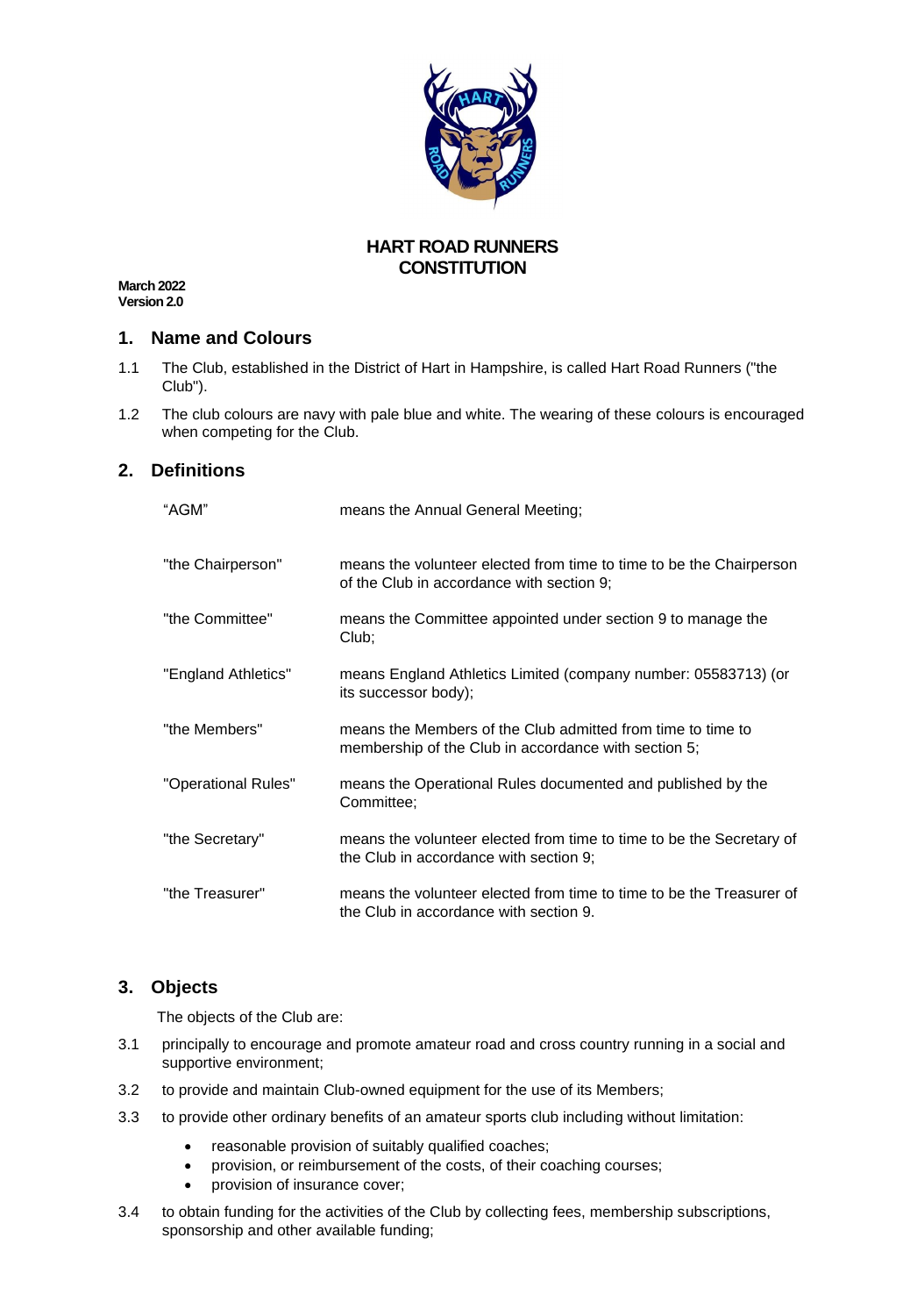# HART ROAD RUNNERS CONSTITUTION

**March 2022**
**Version 2.0**

## 1. Name and Colours

1.1 The Club, established in the District of Hart in Hampshire, is called Hart Road Runners ("the Club").

1.2 The club colours are navy with pale blue and white. The wearing of these colours is encouraged when competing for the Club.

## 2. Definitions

| | |
|---|---|
| "AGM" | means the Annual General Meeting; |
| "the Chairperson" | means the volunteer elected from time to time to be the Chairperson of the Club in accordance with section 9; |
| "the Committee" | means the Committee appointed under section 9 to manage the Club; |
| "England Athletics" | means England Athletics Limited (company number: 05583713) (or its successor body); |
| "the Members" | means the Members of the Club admitted from time to time to membership of the Club in accordance with section 5; |
| "Operational Rules" | means the Operational Rules documented and published by the Committee; |
| "the Secretary" | means the volunteer elected from time to time to be the Secretary of the Club in accordance with section 9; |
| "the Treasurer" | means the volunteer elected from time to time to be the Treasurer of the Club in accordance with section 9. |

## 3. Objects

The objects of the Club are:

3.1 principally to encourage and promote amateur road and cross country running in a social and supportive environment;

3.2 to provide and maintain Club-owned equipment for the use of its Members;

3.3 to provide other ordinary benefits of an amateur sports club including without limitation:

- reasonable provision of suitably qualified coaches;
- provision, or reimbursement of the costs, of their coaching courses;
- provision of insurance cover;

3.4 to obtain funding for the activities of the Club by collecting fees, membership subscriptions, sponsorship and other available funding;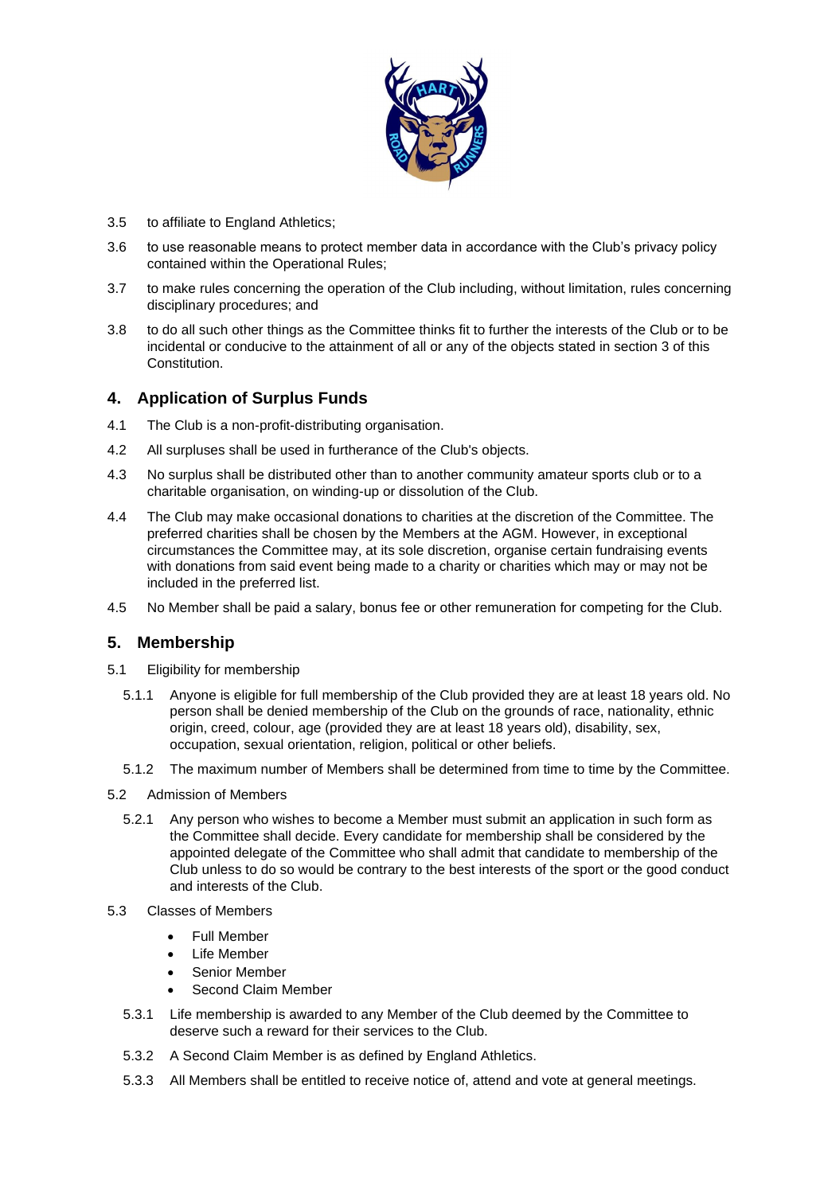3.5 to affiliate to England Athletics;

3.6 to use reasonable means to protect member data in accordance with the Club's privacy policy contained within the Operational Rules;

3.7 to make rules concerning the operation of the Club including, without limitation, rules concerning disciplinary procedures; and

3.8 to do all such other things as the Committee thinks fit to further the interests of the Club or to be incidental or conducive to the attainment of all or any of the objects stated in section 3 of this Constitution.

## 4. Application of Surplus Funds

4.1 The Club is a non-profit-distributing organisation.

4.2 All surpluses shall be used in furtherance of the Club's objects.

4.3 No surplus shall be distributed other than to another community amateur sports club or to a charitable organisation, on winding-up or dissolution of the Club.

4.4 The Club may make occasional donations to charities at the discretion of the Committee. The preferred charities shall be chosen by the Members at the AGM. However, in exceptional circumstances the Committee may, at its sole discretion, organise certain fundraising events with donations from said event being made to a charity or charities which may or may not be included in the preferred list.

4.5 No Member shall be paid a salary, bonus fee or other remuneration for competing for the Club.

## 5. Membership

5.1 Eligibility for membership

5.1.1 Anyone is eligible for full membership of the Club provided they are at least 18 years old. No person shall be denied membership of the Club on the grounds of race, nationality, ethnic origin, creed, colour, age (provided they are at least 18 years old), disability, sex, occupation, sexual orientation, religion, political or other beliefs.

5.1.2 The maximum number of Members shall be determined from time to time by the Committee.

5.2 Admission of Members

5.2.1 Any person who wishes to become a Member must submit an application in such form as the Committee shall decide. Every candidate for membership shall be considered by the appointed delegate of the Committee who shall admit that candidate to membership of the Club unless to do so would be contrary to the best interests of the sport or the good conduct and interests of the Club.

5.3 Classes of Members

- Full Member
- Life Member
- Senior Member
- Second Claim Member

5.3.1 Life membership is awarded to any Member of the Club deemed by the Committee to deserve such a reward for their services to the Club.

5.3.2 A Second Claim Member is as defined by England Athletics.

5.3.3 All Members shall be entitled to receive notice of, attend and vote at general meetings.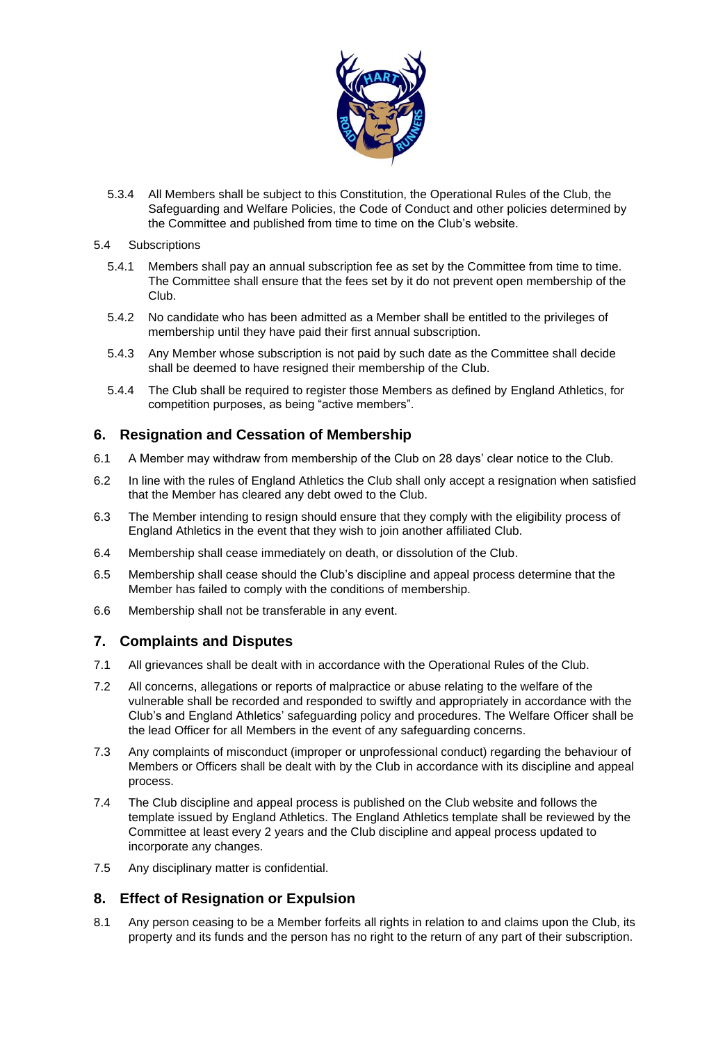5.3.4 All Members shall be subject to this Constitution, the Operational Rules of the Club, the Safeguarding and Welfare Policies, the Code of Conduct and other policies determined by the Committee and published from time to time on the Club's website.

5.4 Subscriptions

5.4.1 Members shall pay an annual subscription fee as set by the Committee from time to time. The Committee shall ensure that the fees set by it do not prevent open membership of the Club.

5.4.2 No candidate who has been admitted as a Member shall be entitled to the privileges of membership until they have paid their first annual subscription.

5.4.3 Any Member whose subscription is not paid by such date as the Committee shall decide shall be deemed to have resigned their membership of the Club.

5.4.4 The Club shall be required to register those Members as defined by England Athletics, for competition purposes, as being "active members".

## 6. Resignation and Cessation of Membership

6.1 A Member may withdraw from membership of the Club on 28 days' clear notice to the Club.

6.2 In line with the rules of England Athletics the Club shall only accept a resignation when satisfied that the Member has cleared any debt owed to the Club.

6.3 The Member intending to resign should ensure that they comply with the eligibility process of England Athletics in the event that they wish to join another affiliated Club.

6.4 Membership shall cease immediately on death, or dissolution of the Club.

6.5 Membership shall cease should the Club's discipline and appeal process determine that the Member has failed to comply with the conditions of membership.

6.6 Membership shall not be transferable in any event.

## 7. Complaints and Disputes

7.1 All grievances shall be dealt with in accordance with the Operational Rules of the Club.

7.2 All concerns, allegations or reports of malpractice or abuse relating to the welfare of the vulnerable shall be recorded and responded to swiftly and appropriately in accordance with the Club's and England Athletics' safeguarding policy and procedures. The Welfare Officer shall be the lead Officer for all Members in the event of any safeguarding concerns.

7.3 Any complaints of misconduct (improper or unprofessional conduct) regarding the behaviour of Members or Officers shall be dealt with by the Club in accordance with its discipline and appeal process.

7.4 The Club discipline and appeal process is published on the Club website and follows the template issued by England Athletics. The England Athletics template shall be reviewed by the Committee at least every 2 years and the Club discipline and appeal process updated to incorporate any changes.

7.5 Any disciplinary matter is confidential.

## 8. Effect of Resignation or Expulsion

8.1 Any person ceasing to be a Member forfeits all rights in relation to and claims upon the Club, its property and its funds and the person has no right to the return of any part of their subscription.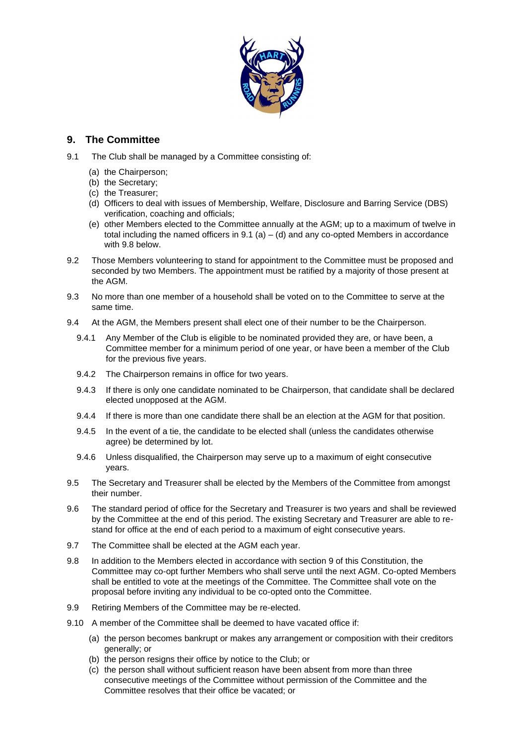## 9. The Committee

9.1 The Club shall be managed by a Committee consisting of:

(a) the Chairperson;
(b) the Secretary;
(c) the Treasurer;
(d) Officers to deal with issues of Membership, Welfare, Disclosure and Barring Service (DBS) verification, coaching and officials;
(e) other Members elected to the Committee annually at the AGM; up to a maximum of twelve in total including the named officers in 9.1 (a) – (d) and any co-opted Members in accordance with 9.8 below.

9.2 Those Members volunteering to stand for appointment to the Committee must be proposed and seconded by two Members. The appointment must be ratified by a majority of those present at the AGM.

9.3 No more than one member of a household shall be voted on to the Committee to serve at the same time.

9.4 At the AGM, the Members present shall elect one of their number to be the Chairperson.

9.4.1 Any Member of the Club is eligible to be nominated provided they are, or have been, a Committee member for a minimum period of one year, or have been a member of the Club for the previous five years.

9.4.2 The Chairperson remains in office for two years.

9.4.3 If there is only one candidate nominated to be Chairperson, that candidate shall be declared elected unopposed at the AGM.

9.4.4 If there is more than one candidate there shall be an election at the AGM for that position.

9.4.5 In the event of a tie, the candidate to be elected shall (unless the candidates otherwise agree) be determined by lot.

9.4.6 Unless disqualified, the Chairperson may serve up to a maximum of eight consecutive years.

9.5 The Secretary and Treasurer shall be elected by the Members of the Committee from amongst their number.

9.6 The standard period of office for the Secretary and Treasurer is two years and shall be reviewed by the Committee at the end of this period. The existing Secretary and Treasurer are able to re-stand for office at the end of each period to a maximum of eight consecutive years.

9.7 The Committee shall be elected at the AGM each year.

9.8 In addition to the Members elected in accordance with section 9 of this Constitution, the Committee may co-opt further Members who shall serve until the next AGM. Co-opted Members shall be entitled to vote at the meetings of the Committee. The Committee shall vote on the proposal before inviting any individual to be co-opted onto the Committee.

9.9 Retiring Members of the Committee may be re-elected.

9.10 A member of the Committee shall be deemed to have vacated office if:

(a) the person becomes bankrupt or makes any arrangement or composition with their creditors generally; or
(b) the person resigns their office by notice to the Club; or
(c) the person shall without sufficient reason have been absent from more than three consecutive meetings of the Committee without permission of the Committee and the Committee resolves that their office be vacated; or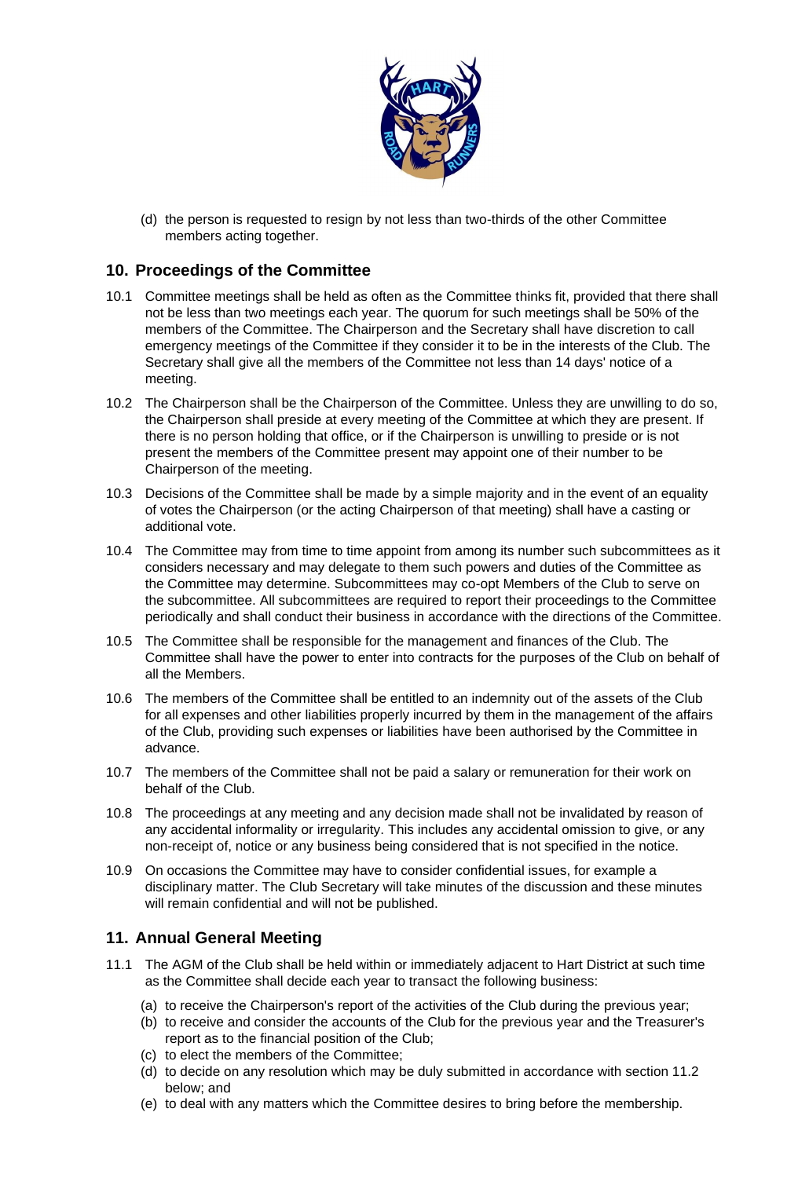(d) the person is requested to resign by not less than two-thirds of the other Committee members acting together.

## 10. Proceedings of the Committee

10.1 Committee meetings shall be held as often as the Committee thinks fit, provided that there shall not be less than two meetings each year. The quorum for such meetings shall be 50% of the members of the Committee. The Chairperson and the Secretary shall have discretion to call emergency meetings of the Committee if they consider it to be in the interests of the Club. The Secretary shall give all the members of the Committee not less than 14 days' notice of a meeting.

10.2 The Chairperson shall be the Chairperson of the Committee. Unless they are unwilling to do so, the Chairperson shall preside at every meeting of the Committee at which they are present. If there is no person holding that office, or if the Chairperson is unwilling to preside or is not present the members of the Committee present may appoint one of their number to be Chairperson of the meeting.

10.3 Decisions of the Committee shall be made by a simple majority and in the event of an equality of votes the Chairperson (or the acting Chairperson of that meeting) shall have a casting or additional vote.

10.4 The Committee may from time to time appoint from among its number such subcommittees as it considers necessary and may delegate to them such powers and duties of the Committee as the Committee may determine. Subcommittees may co-opt Members of the Club to serve on the subcommittee. All subcommittees are required to report their proceedings to the Committee periodically and shall conduct their business in accordance with the directions of the Committee.

10.5 The Committee shall be responsible for the management and finances of the Club. The Committee shall have the power to enter into contracts for the purposes of the Club on behalf of all the Members.

10.6 The members of the Committee shall be entitled to an indemnity out of the assets of the Club for all expenses and other liabilities properly incurred by them in the management of the affairs of the Club, providing such expenses or liabilities have been authorised by the Committee in advance.

10.7 The members of the Committee shall not be paid a salary or remuneration for their work on behalf of the Club.

10.8 The proceedings at any meeting and any decision made shall not be invalidated by reason of any accidental informality or irregularity. This includes any accidental omission to give, or any non-receipt of, notice or any business being considered that is not specified in the notice.

10.9 On occasions the Committee may have to consider confidential issues, for example a disciplinary matter. The Club Secretary will take minutes of the discussion and these minutes will remain confidential and will not be published.

## 11. Annual General Meeting

11.1 The AGM of the Club shall be held within or immediately adjacent to Hart District at such time as the Committee shall decide each year to transact the following business:

(a) to receive the Chairperson's report of the activities of the Club during the previous year;
(b) to receive and consider the accounts of the Club for the previous year and the Treasurer's report as to the financial position of the Club;
(c) to elect the members of the Committee;
(d) to decide on any resolution which may be duly submitted in accordance with section 11.2 below; and
(e) to deal with any matters which the Committee desires to bring before the membership.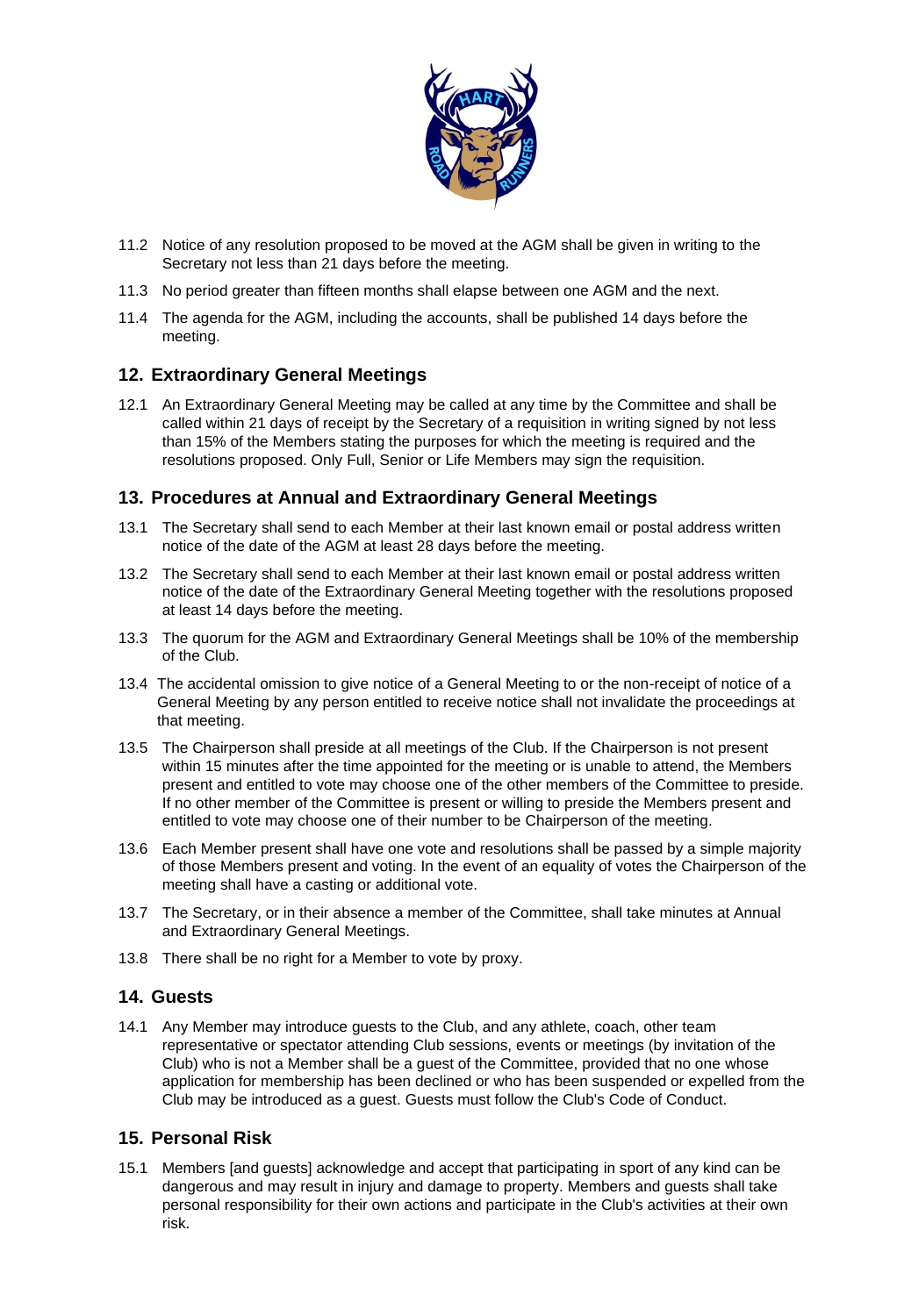11.2 Notice of any resolution proposed to be moved at the AGM shall be given in writing to the Secretary not less than 21 days before the meeting.

11.3 No period greater than fifteen months shall elapse between one AGM and the next.

11.4 The agenda for the AGM, including the accounts, shall be published 14 days before the meeting.

## 12. Extraordinary General Meetings

12.1 An Extraordinary General Meeting may be called at any time by the Committee and shall be called within 21 days of receipt by the Secretary of a requisition in writing signed by not less than 15% of the Members stating the purposes for which the meeting is required and the resolutions proposed. Only Full, Senior or Life Members may sign the requisition.

## 13. Procedures at Annual and Extraordinary General Meetings

13.1 The Secretary shall send to each Member at their last known email or postal address written notice of the date of the AGM at least 28 days before the meeting.

13.2 The Secretary shall send to each Member at their last known email or postal address written notice of the date of the Extraordinary General Meeting together with the resolutions proposed at least 14 days before the meeting.

13.3 The quorum for the AGM and Extraordinary General Meetings shall be 10% of the membership of the Club.

13.4 The accidental omission to give notice of a General Meeting to or the non-receipt of notice of a General Meeting by any person entitled to receive notice shall not invalidate the proceedings at that meeting.

13.5 The Chairperson shall preside at all meetings of the Club. If the Chairperson is not present within 15 minutes after the time appointed for the meeting or is unable to attend, the Members present and entitled to vote may choose one of the other members of the Committee to preside. If no other member of the Committee is present or willing to preside the Members present and entitled to vote may choose one of their number to be Chairperson of the meeting.

13.6 Each Member present shall have one vote and resolutions shall be passed by a simple majority of those Members present and voting. In the event of an equality of votes the Chairperson of the meeting shall have a casting or additional vote.

13.7 The Secretary, or in their absence a member of the Committee, shall take minutes at Annual and Extraordinary General Meetings.

13.8 There shall be no right for a Member to vote by proxy.

## 14. Guests

14.1 Any Member may introduce guests to the Club, and any athlete, coach, other team representative or spectator attending Club sessions, events or meetings (by invitation of the Club) who is not a Member shall be a guest of the Committee, provided that no one whose application for membership has been declined or who has been suspended or expelled from the Club may be introduced as a guest. Guests must follow the Club's Code of Conduct.

## 15. Personal Risk

15.1 Members [and guests] acknowledge and accept that participating in sport of any kind can be dangerous and may result in injury and damage to property. Members and guests shall take personal responsibility for their own actions and participate in the Club's activities at their own risk.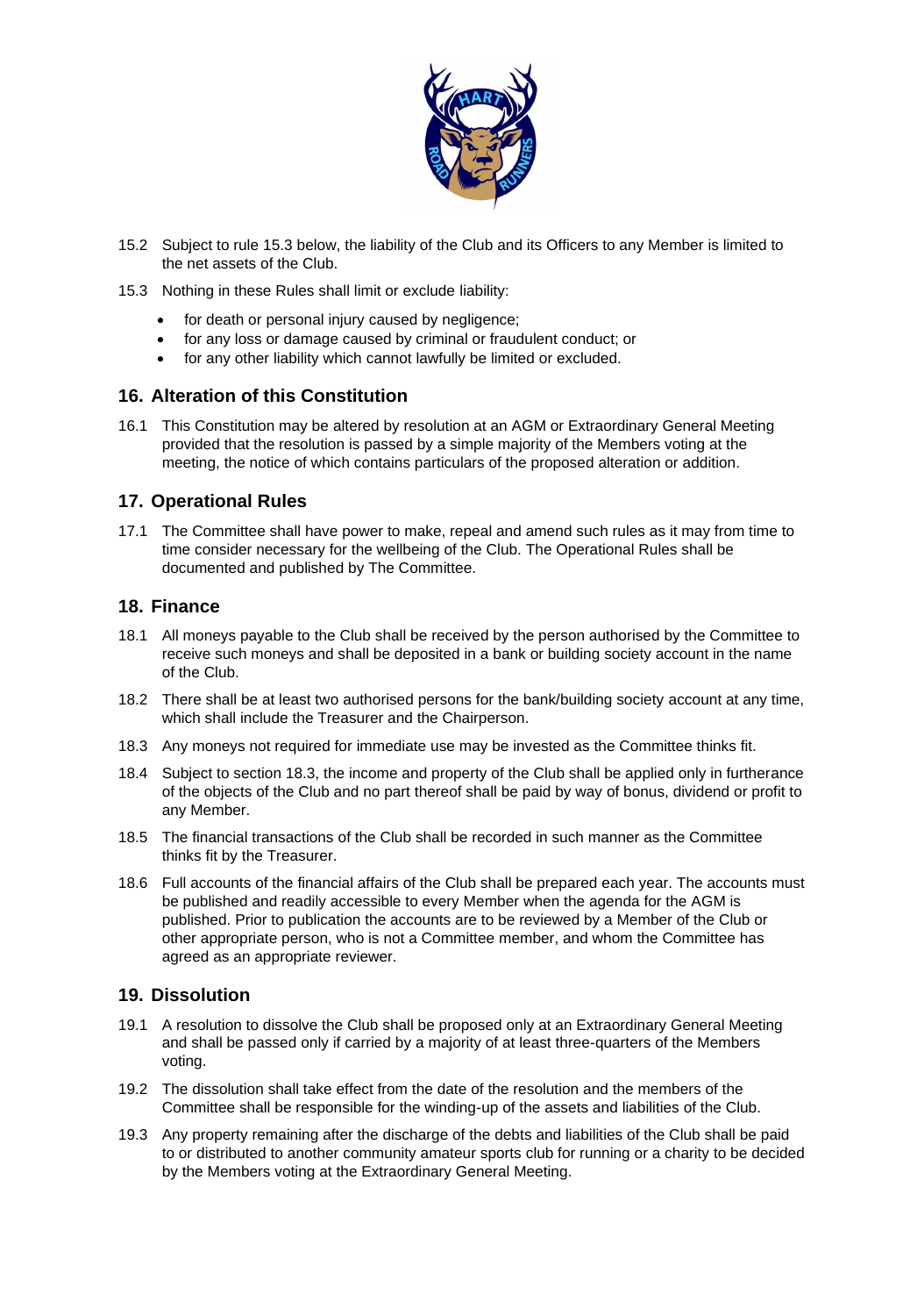15.2 Subject to rule 15.3 below, the liability of the Club and its Officers to any Member is limited to the net assets of the Club.

15.3 Nothing in these Rules shall limit or exclude liability:

- for death or personal injury caused by negligence;
- for any loss or damage caused by criminal or fraudulent conduct; or
- for any other liability which cannot lawfully be limited or excluded.

## 16. Alteration of this Constitution

16.1 This Constitution may be altered by resolution at an AGM or Extraordinary General Meeting provided that the resolution is passed by a simple majority of the Members voting at the meeting, the notice of which contains particulars of the proposed alteration or addition.

## 17. Operational Rules

17.1 The Committee shall have power to make, repeal and amend such rules as it may from time to time consider necessary for the wellbeing of the Club. The Operational Rules shall be documented and published by The Committee.

## 18. Finance

18.1 All moneys payable to the Club shall be received by the person authorised by the Committee to receive such moneys and shall be deposited in a bank or building society account in the name of the Club.

18.2 There shall be at least two authorised persons for the bank/building society account at any time, which shall include the Treasurer and the Chairperson.

18.3 Any moneys not required for immediate use may be invested as the Committee thinks fit.

18.4 Subject to section 18.3, the income and property of the Club shall be applied only in furtherance of the objects of the Club and no part thereof shall be paid by way of bonus, dividend or profit to any Member.

18.5 The financial transactions of the Club shall be recorded in such manner as the Committee thinks fit by the Treasurer.

18.6 Full accounts of the financial affairs of the Club shall be prepared each year. The accounts must be published and readily accessible to every Member when the agenda for the AGM is published. Prior to publication the accounts are to be reviewed by a Member of the Club or other appropriate person, who is not a Committee member, and whom the Committee has agreed as an appropriate reviewer.

## 19. Dissolution

19.1 A resolution to dissolve the Club shall be proposed only at an Extraordinary General Meeting and shall be passed only if carried by a majority of at least three-quarters of the Members voting.

19.2 The dissolution shall take effect from the date of the resolution and the members of the Committee shall be responsible for the winding-up of the assets and liabilities of the Club.

19.3 Any property remaining after the discharge of the debts and liabilities of the Club shall be paid to or distributed to another community amateur sports club for running or a charity to be decided by the Members voting at the Extraordinary General Meeting.